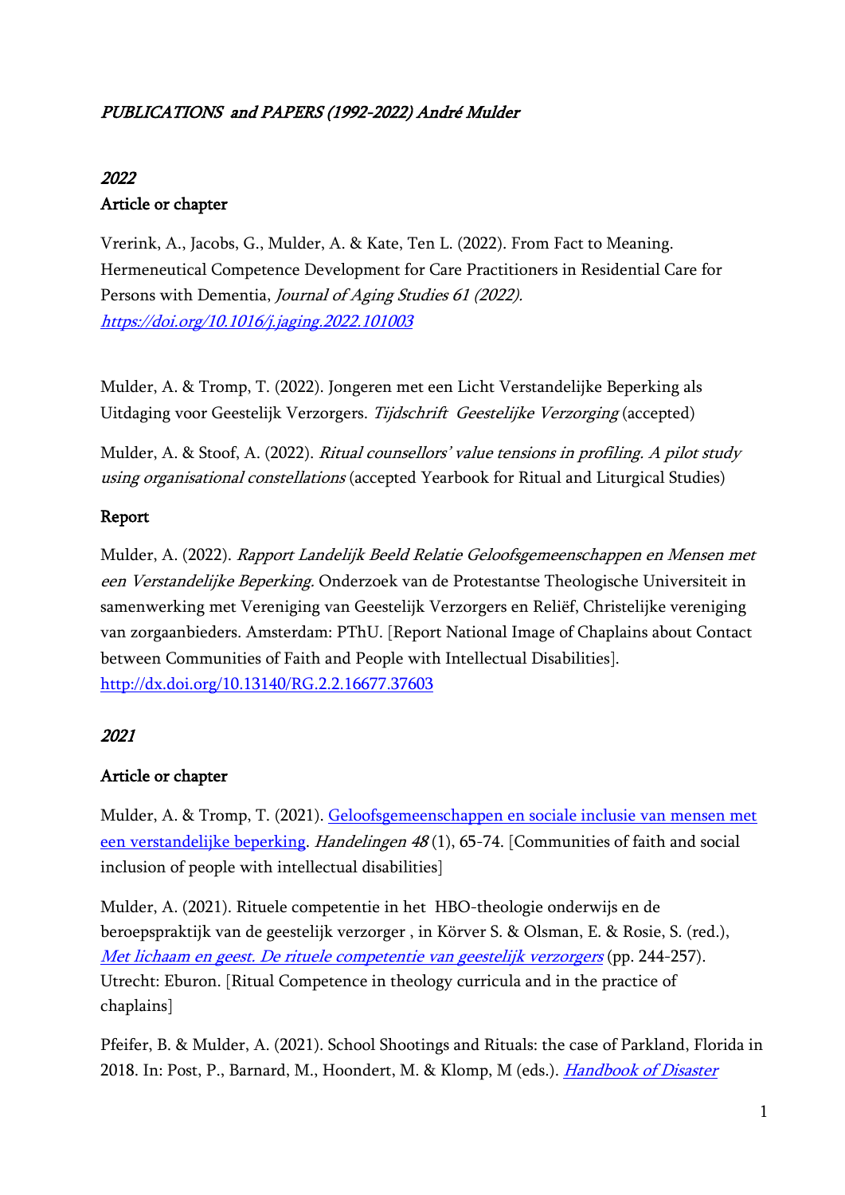*PUBLICATIONS and PAPERS (1992-2022) André Mulder*

## *2022*

### Article or chapter

Vrerink, A., Jacobs, G., Mulder, A. & Kate, Ten L. (2022). From Fact to Meaning. Hermeneutical Competence Development for Care Practitioners in Residential Care for Persons with Dementia, *Journal of Aging Studies 61 (2022).* [*https://doi.org/10.1016/j.jaging.2022.101003*](https://doi.org/10.1016/j.jaging.2022.101003)

Mulder, A. & Tromp, T. (2022). Jongeren met een Licht Verstandelijke Beperking als Uitdaging voor Geestelijk Verzorgers. *Tijdschrift Geestelijke Verzorging* (accepted)

Mulder, A. & Stoof, A. (2022). *Ritual counsellors' value tensions in profiling. A pilot study using organisational constellations* (accepted Yearbook for Ritual and Liturgical Studies)

### Report

Mulder, A. (2022). *Rapport Landelijk Beeld Relatie Geloofsgemeenschappen en Mensen met een Verstandelijke Beperking.* Onderzoek van de Protestantse Theologische Universiteit in samenwerking met Vereniging van Geestelijk Verzorgers en Reliëf, Christelijke vereniging van zorgaanbieders. Amsterdam: PThU. [Report National Image of Chaplains about Contact between Communities of Faith and People with Intellectual Disabilities]. [http://dx.doi.org/10.13140/RG.2.2.16677.37603](http://dx.doi.org/10.13140/RG.2.2.16677.37603)

## *2021*

### Article or chapter

Mulder, A. & Tromp, T. (2021). Geloofsgemeenschappen en sociale inclusie van mensen met een verstandelijke beperking. *Handelingen 48* (1), 65-74. [Communities of faith and social inclusion of people with intellectual disabilities]

Mulder, A. (2021). Rituele competentie in het HBO-theologie onderwijs en de beroepspraktijk van de geestelijk verzorger , in Körver S. & Olsman, E. & Rosie, S. (red.), *Met lichaam en geest. De rituele competentie van geestelijk verzorgers* (pp. 244-257). Utrecht: Eburon. [Ritual Competence in theology curricula and in the practice of chaplains]

Pfeifer, B. & Mulder, A. (2021). School Shootings and Rituals: the case of Parkland, Florida in 2018. In: Post, P., Barnard, M., Hoondert, M. & Klomp, M (eds.). *Handbook of Disaster*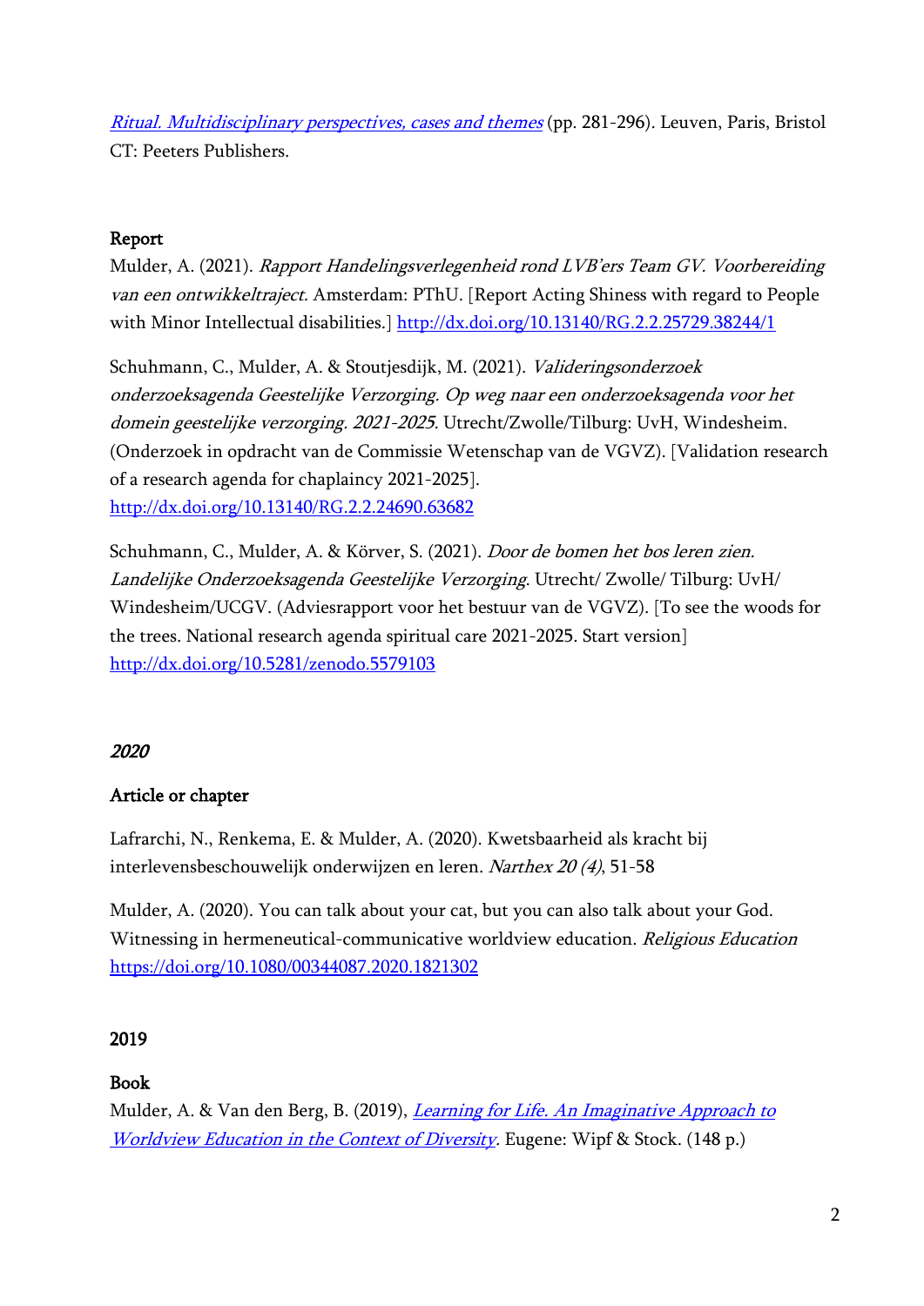[*Ritual. Multidisciplinary perspectives, cases and themes*] (pp. 281-296). Leuven, Paris, Bristol CT: Peeters Publishers.

**Report**

Mulder, A. (2021). *Rapport Handelingsverlegenheid rond LVB'ers Team GV. Voorbereiding van een ontwikkeltraject.* Amsterdam: PThU. [Report Acting Shiness with regard to People with Minor Intellectual disabilities.] http://dx.doi.org/10.13140/RG.2.2.25729.38244/1

Schuhmann, C., Mulder, A. & Stoutjesdijk, M. (2021). *Valideringsonderzoek onderzoeksagenda Geestelijke Verzorging. Op weg naar een onderzoeksagenda voor het domein geestelijke verzorging. 2021-2025.* Utrecht/Zwolle/Tilburg: UvH, Windesheim. (Onderzoek in opdracht van de Commissie Wetenschap van de VGVZ). [Validation research of a research agenda for chaplaincy 2021-2025]. http://dx.doi.org/10.13140/RG.2.2.24690.63682

Schuhmann, C., Mulder, A. & Körver, S. (2021). *Door de bomen het bos leren zien. Landelijke Onderzoeksagenda Geestelijke Verzorging*. Utrecht/ Zwolle/ Tilburg: UvH/ Windesheim/UCGV. (Adviesrapport voor het bestuur van de VGVZ). [To see the woods for the trees. National research agenda spiritual care 2021-2025. Start version] http://dx.doi.org/10.5281/zenodo.5579103

## *2020*

**Article or chapter**

Lafrarchi, N., Renkema, E. & Mulder, A. (2020). Kwetsbaarheid als kracht bij interlevensbeschouwelijk onderwijzen en leren. *Narthex 20 (4)*, 51-58

Mulder, A. (2020). You can talk about your cat, but you can also talk about your God. Witnessing in hermeneutical-communicative worldview education. *Religious Education* https://doi.org/10.1080/00344087.2020.1821302

## 2019

**Book**

Mulder, A. & Van den Berg, B. (2019), *Learning for Life. An Imaginative Approach to Worldview Education in the Context of Diversity*. Eugene: Wipf & Stock. (148 p.)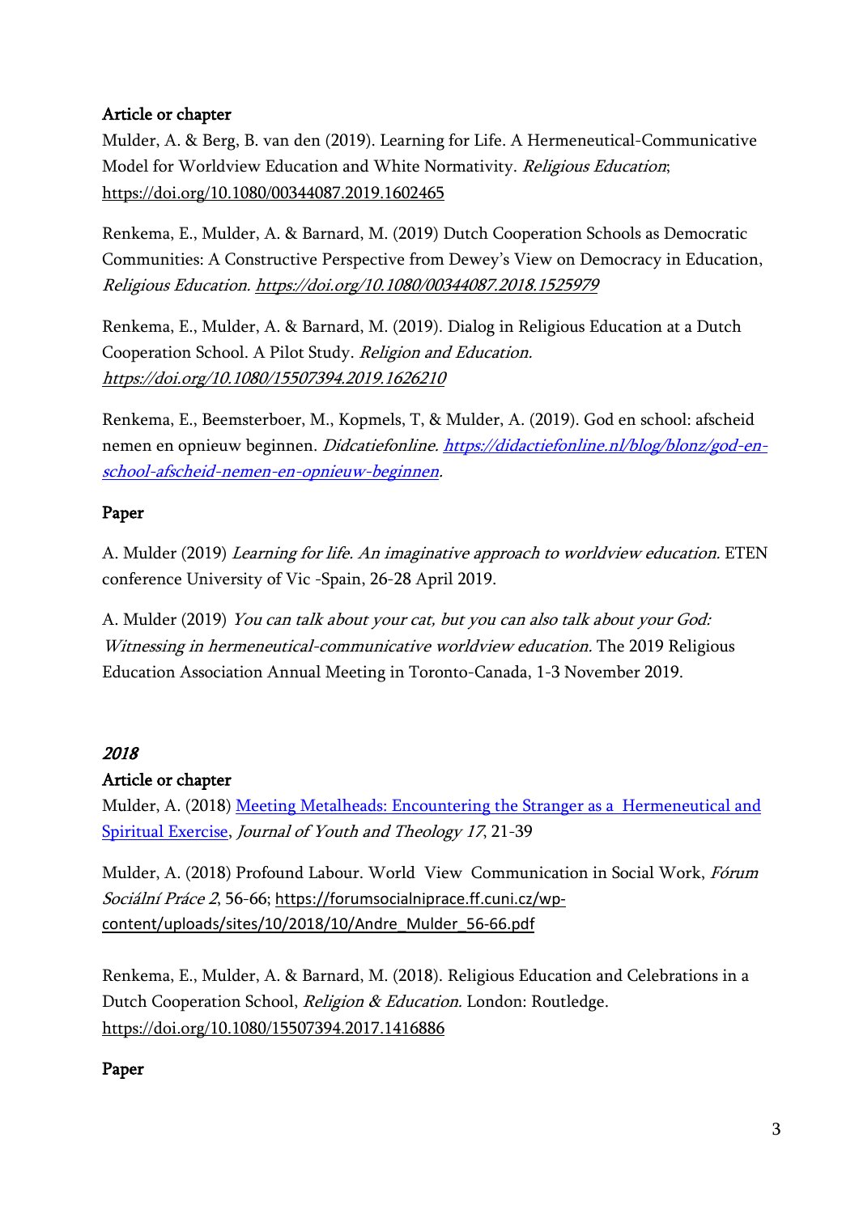**Article or chapter**

Mulder, A. & Berg, B. van den (2019). Learning for Life. A Hermeneutical-Communicative Model for Worldview Education and White Normativity. *Religious Education*; https://doi.org/10.1080/00344087.2019.1602465

Renkema, E., Mulder, A. & Barnard, M. (2019) Dutch Cooperation Schools as Democratic Communities: A Constructive Perspective from Dewey's View on Democracy in Education, *Religious Education. https://doi.org/10.1080/00344087.2018.1525979*

Renkema, E., Mulder, A. & Barnard, M. (2019). Dialog in Religious Education at a Dutch Cooperation School. A Pilot Study. *Religion and Education. https://doi.org/10.1080/15507394.2019.1626210*

Renkema, E., Beemsterboer, M., Kopmels, T, & Mulder, A. (2019). God en school: afscheid nemen en opnieuw beginnen. *Didcatiefonline. https://didactiefonline.nl/blog/blonz/god-en-school-afscheid-nemen-en-opnieuw-beginnen*.

**Paper**

A. Mulder (2019) *Learning for life. An imaginative approach to worldview education.* ETEN conference University of Vic -Spain, 26-28 April 2019.

A. Mulder (2019) *You can talk about your cat, but you can also talk about your God: Witnessing in hermeneutical-communicative worldview education.* The 2019 Religious Education Association Annual Meeting in Toronto-Canada, 1-3 November 2019.

## *2018*

**Article or chapter**

Mulder, A. (2018) Meeting Metalheads: Encountering the Stranger as a Hermeneutical and Spiritual Exercise, *Journal of Youth and Theology 17*, 21-39

Mulder, A. (2018) Profound Labour. World View Communication in Social Work, *Fórum Sociální Práce 2*, 56-66; https://forumsocialniprace.ff.cuni.cz/wp-content/uploads/sites/10/2018/10/Andre_Mulder_56-66.pdf

Renkema, E., Mulder, A. & Barnard, M. (2018). Religious Education and Celebrations in a Dutch Cooperation School, *Religion & Education.* London: Routledge. https://doi.org/10.1080/15507394.2017.1416886

**Paper**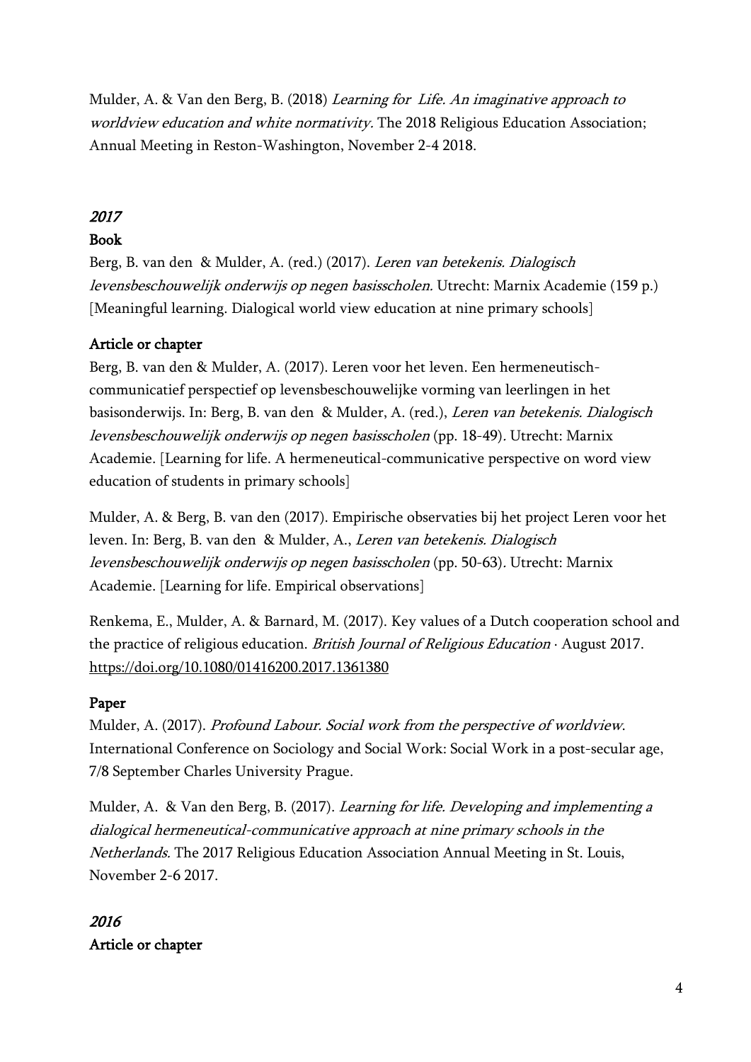Mulder, A. & Van den Berg, B. (2018) *Learning for Life. An imaginative approach to worldview education and white normativity.* The 2018 Religious Education Association; Annual Meeting in Reston-Washington, November 2-4 2018.

## *2017*

### Book

Berg, B. van den & Mulder, A. (red.) (2017). *Leren van betekenis. Dialogisch levensbeschouwelijk onderwijs op negen basisscholen.* Utrecht: Marnix Academie (159 p.) [Meaningful learning. Dialogical world view education at nine primary schools]

### Article or chapter

Berg, B. van den & Mulder, A. (2017). Leren voor het leven. Een hermeneutisch-communicatief perspectief op levensbeschouwelijke vorming van leerlingen in het basisonderwijs. In: Berg, B. van den & Mulder, A. (red.), *Leren van betekenis. Dialogisch levensbeschouwelijk onderwijs op negen basisscholen* (pp. 18-49). Utrecht: Marnix Academie. [Learning for life. A hermeneutical-communicative perspective on word view education of students in primary schools]

Mulder, A. & Berg, B. van den (2017). Empirische observaties bij het project Leren voor het leven. In: Berg, B. van den & Mulder, A., *Leren van betekenis. Dialogisch levensbeschouwelijk onderwijs op negen basisscholen* (pp. 50-63). Utrecht: Marnix Academie. [Learning for life. Empirical observations]

Renkema, E., Mulder, A. & Barnard, M. (2017). Key values of a Dutch cooperation school and the practice of religious education. *British Journal of Religious Education* · August 2017. https://doi.org/10.1080/01416200.2017.1361380

### Paper

Mulder, A. (2017). *Profound Labour. Social work from the perspective of worldview*. International Conference on Sociology and Social Work: Social Work in a post-secular age, 7/8 September Charles University Prague.

Mulder, A. & Van den Berg, B. (2017). *Learning for life. Developing and implementing a dialogical hermeneutical-communicative approach at nine primary schools in the Netherlands.* The 2017 Religious Education Association Annual Meeting in St. Louis, November 2-6 2017.

## *2016*

### Article or chapter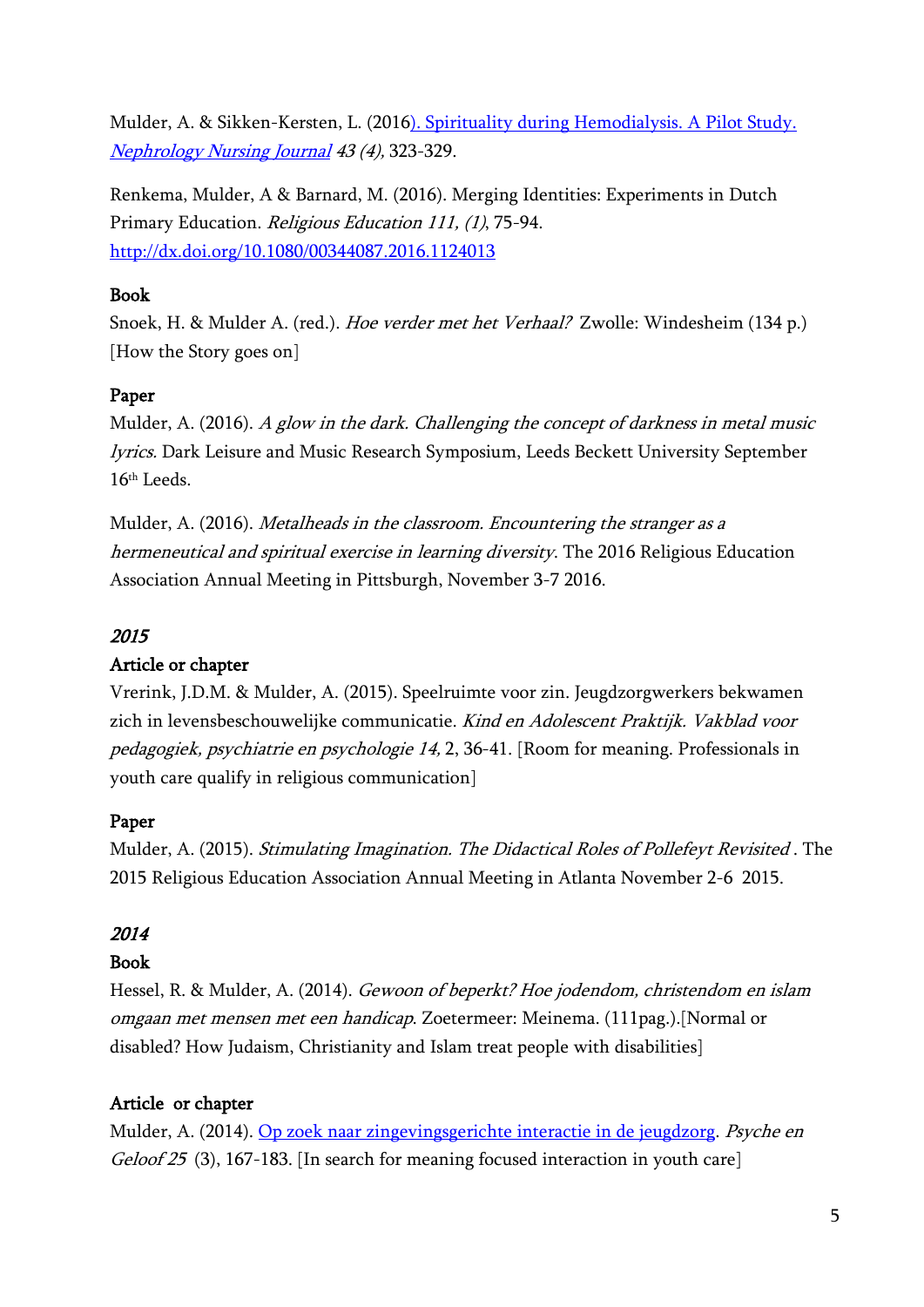Mulder, A. & Sikken-Kersten, L. (2016). Spirituality during Hemodialysis. A Pilot Study. *Nephrology Nursing Journal 43 (4),* 323-329.

Renkema, Mulder, A & Barnard, M. (2016). Merging Identities: Experiments in Dutch Primary Education. *Religious Education 111, (1)*, 75-94. http://dx.doi.org/10.1080/00344087.2016.1124013

**Book**

Snoek, H. & Mulder A. (red.). *Hoe verder met het Verhaal?* Zwolle: Windesheim (134 p.) [How the Story goes on]

**Paper**

Mulder, A. (2016). *A glow in the dark. Challenging the concept of darkness in metal music lyrics.* Dark Leisure and Music Research Symposium, Leeds Beckett University September 16th Leeds.

Mulder, A. (2016). *Metalheads in the classroom. Encountering the stranger as a hermeneutical and spiritual exercise in learning diversity*. The 2016 Religious Education Association Annual Meeting in Pittsburgh, November 3-7 2016.

## *2015*

**Article or chapter**

Vrerink, J.D.M. & Mulder, A. (2015). Speelruimte voor zin. Jeugdzorgwerkers bekwamen zich in levensbeschouwelijke communicatie. *Kind en Adolescent Praktijk. Vakblad voor pedagogiek, psychiatrie en psychologie 14,* 2, 36-41. [Room for meaning. Professionals in youth care qualify in religious communication]

**Paper**

Mulder, A. (2015). *Stimulating Imagination. The Didactical Roles of Pollefeyt Revisited* . The 2015 Religious Education Association Annual Meeting in Atlanta November 2-6 2015.

## *2014*

**Book**

Hessel, R. & Mulder, A. (2014). *Gewoon of beperkt? Hoe jodendom, christendom en islam omgaan met mensen met een handicap*. Zoetermeer: Meinema. (111pag.).[Normal or disabled? How Judaism, Christianity and Islam treat people with disabilities]

**Article or chapter**

Mulder, A. (2014). Op zoek naar zingevingsgerichte interactie in de jeugdzorg. *Psyche en Geloof 25* (3), 167-183. [In search for meaning focused interaction in youth care]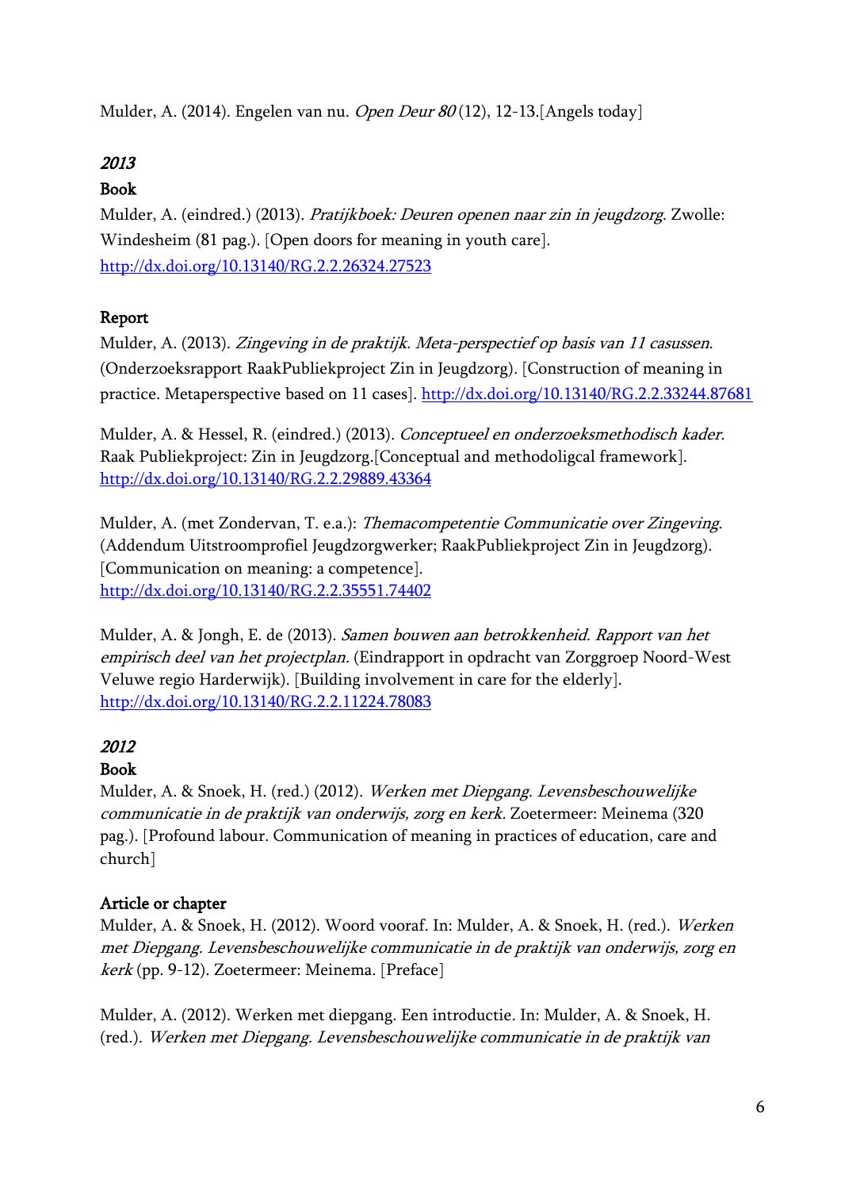Mulder, A. (2014). Engelen van nu. *Open Deur 80* (12), 12-13.[Angels today]

## *2013*

### Book

Mulder, A. (eindred.) (2013). *Pratijkboek: Deuren openen naar zin in jeugdzorg.* Zwolle: Windesheim (81 pag.). [Open doors for meaning in youth care]. http://dx.doi.org/10.13140/RG.2.2.26324.27523

### Report

Mulder, A. (2013). *Zingeving in de praktijk. Meta-perspectief op basis van 11 casussen.* (Onderzoeksrapport RaakPubliekproject Zin in Jeugdzorg). [Construction of meaning in practice. Metaperspective based on 11 cases]. http://dx.doi.org/10.13140/RG.2.2.33244.87681

Mulder, A. & Hessel, R. (eindred.) (2013). *Conceptueel en onderzoeksmethodisch kader.* Raak Publiekproject: Zin in Jeugdzorg.[Conceptual and methodoligcal framework]. http://dx.doi.org/10.13140/RG.2.2.29889.43364

Mulder, A. (met Zondervan, T. e.a.): *Themacompetentie Communicatie over Zingeving.* (Addendum Uitstroomprofiel Jeugdzorgwerker; RaakPubliekproject Zin in Jeugdzorg). [Communication on meaning: a competence]. http://dx.doi.org/10.13140/RG.2.2.35551.74402

Mulder, A. & Jongh, E. de (2013). *Samen bouwen aan betrokkenheid. Rapport van het empirisch deel van het projectplan.* (Eindrapport in opdracht van Zorggroep Noord-West Veluwe regio Harderwijk). [Building involvement in care for the elderly]. http://dx.doi.org/10.13140/RG.2.2.11224.78083

## *2012*

### Book

Mulder, A. & Snoek, H. (red.) (2012). *Werken met Diepgang. Levensbeschouwelijke communicatie in de praktijk van onderwijs, zorg en kerk.* Zoetermeer: Meinema (320 pag.). [Profound labour. Communication of meaning in practices of education, care and church]

### Article or chapter

Mulder, A. & Snoek, H. (2012). Woord vooraf. In: Mulder, A. & Snoek, H. (red.). *Werken met Diepgang. Levensbeschouwelijke communicatie in de praktijk van onderwijs, zorg en kerk* (pp. 9-12). Zoetermeer: Meinema. [Preface]

Mulder, A. (2012). Werken met diepgang. Een introductie. In: Mulder, A. & Snoek, H. (red.). *Werken met Diepgang. Levensbeschouwelijke communicatie in de praktijk van*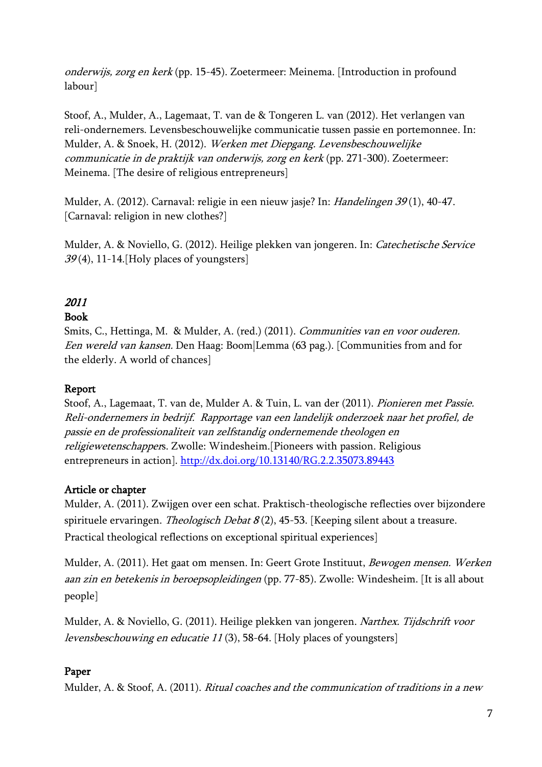*onderwijs, zorg en kerk* (pp. 15-45). Zoetermeer: Meinema. [Introduction in profound labour]

Stoof, A., Mulder, A., Lagemaat, T. van de & Tongeren L. van (2012). Het verlangen van reli-ondernemers. Levensbeschouwelijke communicatie tussen passie en portemonnee. In: Mulder, A. & Snoek, H. (2012). *Werken met Diepgang. Levensbeschouwelijke communicatie in de praktijk van onderwijs, zorg en kerk* (pp. 271-300). Zoetermeer: Meinema. [The desire of religious entrepreneurs]

Mulder, A. (2012). Carnaval: religie in een nieuw jasje? In: *Handelingen 39* (1), 40-47. [Carnaval: religion in new clothes?]

Mulder, A. & Noviello, G. (2012). Heilige plekken van jongeren. In: *Catechetische Service 39* (4), 11-14.[Holy places of youngsters]

## *2011*

### Book

Smits, C., Hettinga, M. & Mulder, A. (red.) (2011). *Communities van en voor ouderen. Een wereld van kansen.* Den Haag: Boom|Lemma (63 pag.). [Communities from and for the elderly. A world of chances]

### Report

Stoof, A., Lagemaat, T. van de, Mulder A. & Tuin, L. van der (2011). *Pionieren met Passie. Reli-ondernemers in bedrijf. Rapportage van een landelijk onderzoek naar het profiel, de passie en de professionaliteit van zelfstandig ondernemende theologen en religiewetenschapper*s. Zwolle: Windesheim.[Pioneers with passion. Religious entrepreneurs in action]. http://dx.doi.org/10.13140/RG.2.2.35073.89443

### Article or chapter

Mulder, A. (2011). Zwijgen over een schat. Praktisch-theologische reflecties over bijzondere spirituele ervaringen. *Theologisch Debat 8* (2), 45-53. [Keeping silent about a treasure. Practical theological reflections on exceptional spiritual experiences]

Mulder, A. (2011). Het gaat om mensen. In: Geert Grote Instituut, *Bewogen mensen. Werken aan zin en betekenis in beroepsopleidingen* (pp. 77-85). Zwolle: Windesheim. [It is all about people]

Mulder, A. & Noviello, G. (2011). Heilige plekken van jongeren. *Narthex. Tijdschrift voor levensbeschouwing en educatie 11* (3), 58-64. [Holy places of youngsters]

### Paper

Mulder, A. & Stoof, A. (2011). *Ritual coaches and the communication of traditions in a new*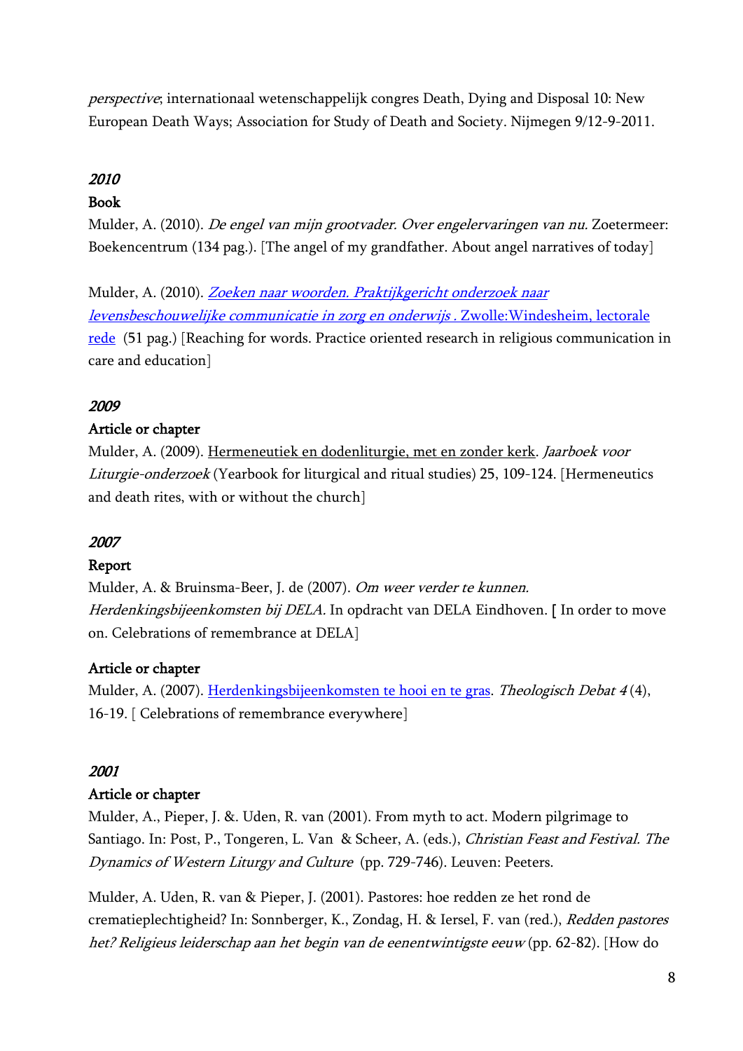*perspective*; internationaal wetenschappelijk congres Death, Dying and Disposal 10: New European Death Ways; Association for Study of Death and Society. Nijmegen 9/12-9-2011.

### *2010*

**Book**

Mulder, A. (2010). *De engel van mijn grootvader. Over engelervaringen van nu.* Zoetermeer: Boekencentrum (134 pag.). [The angel of my grandfather. About angel narratives of today]

Mulder, A. (2010). *Zoeken naar woorden. Praktijkgericht onderzoek naar levensbeschouwelijke communicatie in zorg en onderwijs .* Zwolle:Windesheim, lectorale rede (51 pag.) [Reaching for words. Practice oriented research in religious communication in care and education]

### *2009*

**Article or chapter**

Mulder, A. (2009). Hermeneutiek en dodenliturgie, met en zonder kerk. *Jaarboek voor Liturgie-onderzoek* (Yearbook for liturgical and ritual studies) 25, 109-124. [Hermeneutics and death rites, with or without the church]

### *2007*

**Report**

Mulder, A. & Bruinsma-Beer, J. de (2007). *Om weer verder te kunnen. Herdenkingsbijeenkomsten bij DELA.* In opdracht van DELA Eindhoven. [ In order to move on. Celebrations of remembrance at DELA]

**Article or chapter**

Mulder, A. (2007). Herdenkingsbijeenkomsten te hooi en te gras. *Theologisch Debat 4* (4), 16-19. [ Celebrations of remembrance everywhere]

### *2001*

**Article or chapter**

Mulder, A., Pieper, J. &. Uden, R. van (2001). From myth to act. Modern pilgrimage to Santiago. In: Post, P., Tongeren, L. Van & Scheer, A. (eds.), *Christian Feast and Festival. The Dynamics of Western Liturgy and Culture* (pp. 729-746). Leuven: Peeters.

Mulder, A. Uden, R. van & Pieper, J. (2001). Pastores: hoe redden ze het rond de crematieplechtigheid? In: Sonnberger, K., Zondag, H. & Iersel, F. van (red.), *Redden pastores het? Religieus leiderschap aan het begin van de eenentwintigste eeuw* (pp. 62-82). [How do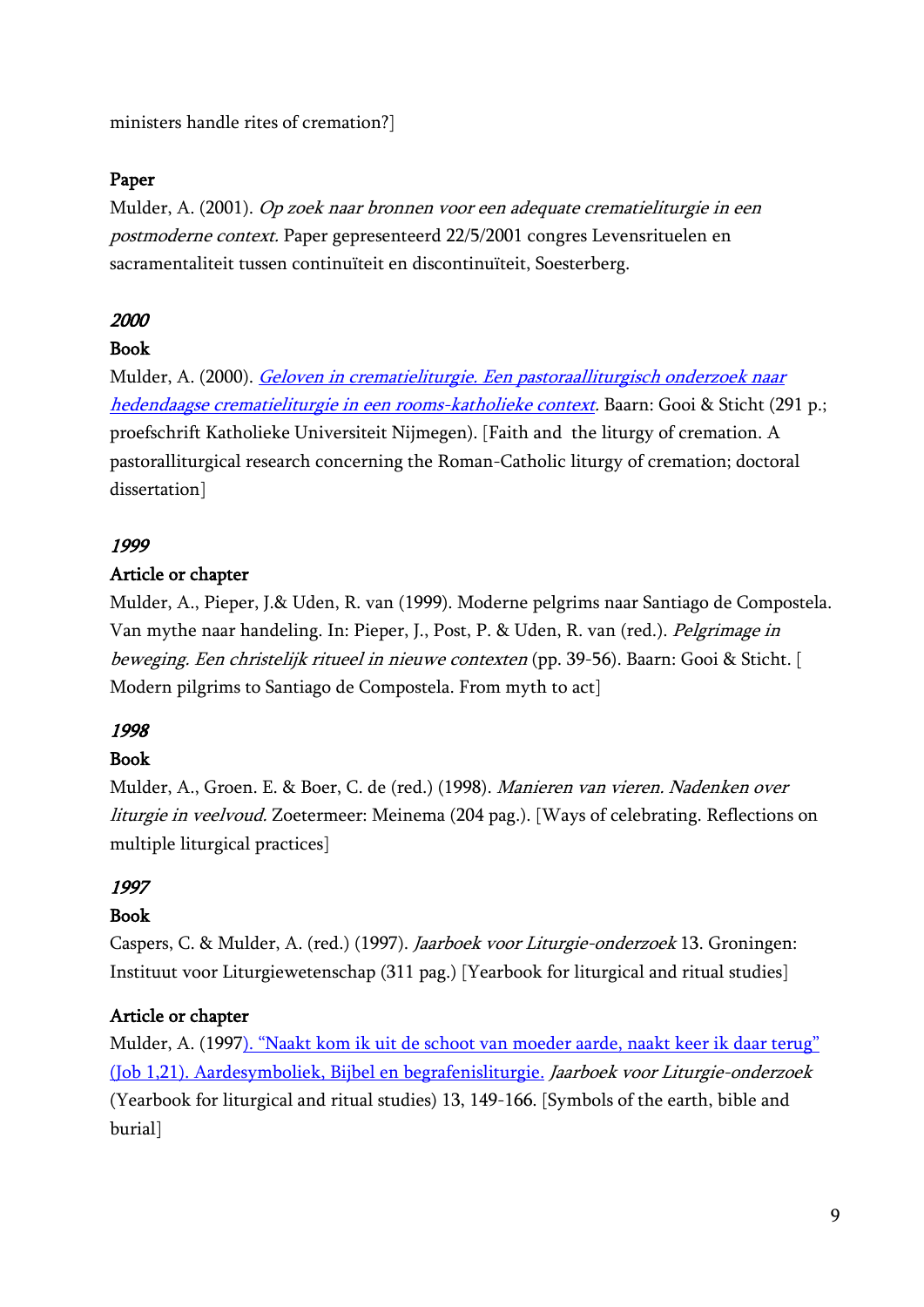ministers handle rites of cremation?]

**Paper**

Mulder, A. (2001). *Op zoek naar bronnen voor een adequate crematieliturgie in een postmoderne context.* Paper gepresenteerd 22/5/2001 congres Levensrituelen en sacramentaliteit tussen continuïteit en discontinuïteit, Soesterberg.

### *2000*

**Book**

Mulder, A. (2000). *Geloven in crematieliturgie. Een pastoraalliturgisch onderzoek naar hedendaagse crematieliturgie in een rooms-katholieke context.* Baarn: Gooi & Sticht (291 p.; proefschrift Katholieke Universiteit Nijmegen). [Faith and the liturgy of cremation. A pastoralliturgical research concerning the Roman-Catholic liturgy of cremation; doctoral dissertation]

### *1999*

**Article or chapter**

Mulder, A., Pieper, J.& Uden, R. van (1999). Moderne pelgrims naar Santiago de Compostela. Van mythe naar handeling. In: Pieper, J., Post, P. & Uden, R. van (red.). *Pelgrimage in beweging. Een christelijk ritueel in nieuwe contexten* (pp. 39-56). Baarn: Gooi & Sticht. [ Modern pilgrims to Santiago de Compostela. From myth to act]

### *1998*

**Book**

Mulder, A., Groen. E. & Boer, C. de (red.) (1998). *Manieren van vieren. Nadenken over liturgie in veelvoud.* Zoetermeer: Meinema (204 pag.). [Ways of celebrating. Reflections on multiple liturgical practices]

### *1997*

**Book**

Caspers, C. & Mulder, A. (red.) (1997). *Jaarboek voor Liturgie-onderzoek* 13. Groningen: Instituut voor Liturgiewetenschap (311 pag.) [Yearbook for liturgical and ritual studies]

**Article or chapter**

Mulder, A. (1997). "Naakt kom ik uit de schoot van moeder aarde, naakt keer ik daar terug" (Job 1,21). Aardesymboliek, Bijbel en begrafenisliturgie. *Jaarboek voor Liturgie-onderzoek* (Yearbook for liturgical and ritual studies) 13, 149-166. [Symbols of the earth, bible and burial]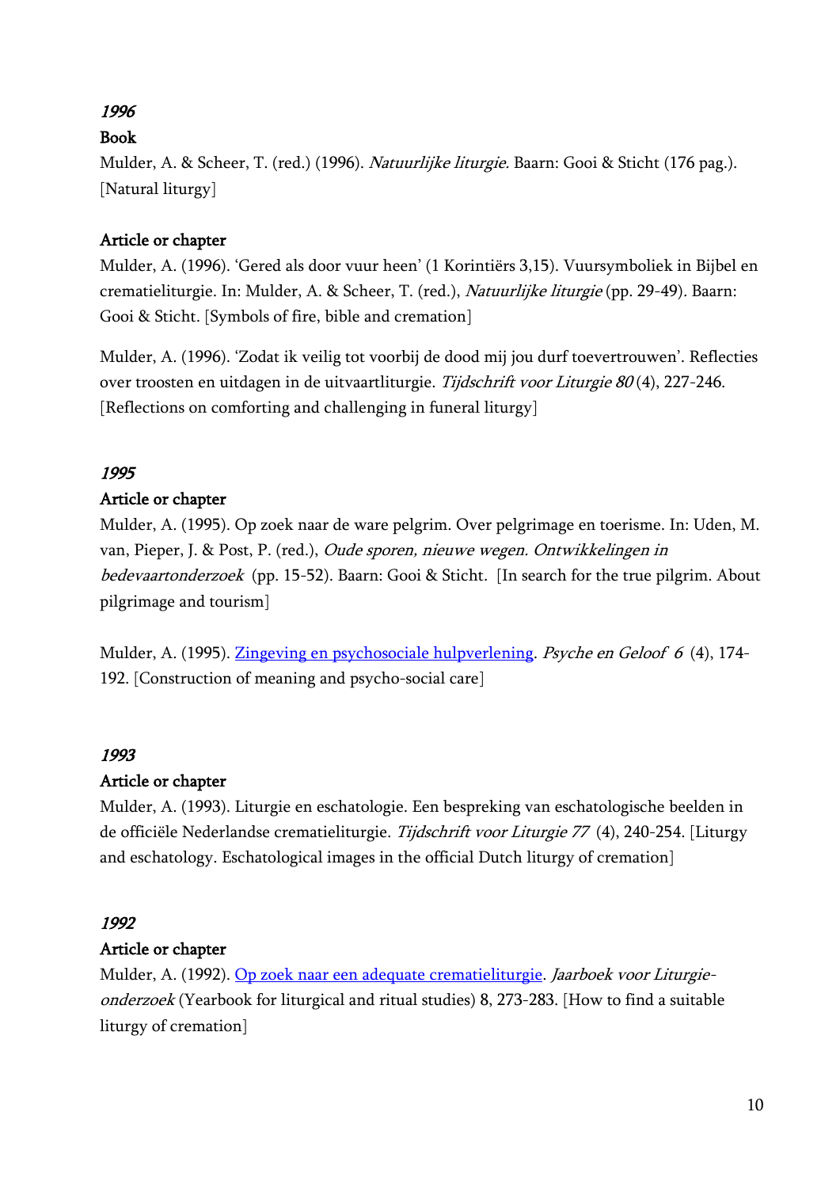*1996*

**Book**

Mulder, A. & Scheer, T. (red.) (1996). *Natuurlijke liturgie.* Baarn: Gooi & Sticht (176 pag.). [Natural liturgy]

**Article or chapter**

Mulder, A. (1996). 'Gered als door vuur heen' (1 Korintiërs 3,15). Vuursymboliek in Bijbel en crematieliturgie. In: Mulder, A. & Scheer, T. (red.), *Natuurlijke liturgie* (pp. 29-49). Baarn: Gooi & Sticht. [Symbols of fire, bible and cremation]

Mulder, A. (1996). 'Zodat ik veilig tot voorbij de dood mij jou durf toevertrouwen'. Reflecties over troosten en uitdagen in de uitvaartliturgie. *Tijdschrift voor Liturgie 80* (4), 227-246. [Reflections on comforting and challenging in funeral liturgy]

*1995*

**Article or chapter**

Mulder, A. (1995). Op zoek naar de ware pelgrim. Over pelgrimage en toerisme. In: Uden, M. van, Pieper, J. & Post, P. (red.), *Oude sporen, nieuwe wegen. Ontwikkelingen in bedevaartonderzoek* (pp. 15-52). Baarn: Gooi & Sticht. [In search for the true pilgrim. About pilgrimage and tourism]

Mulder, A. (1995). Zingeving en psychosociale hulpverlening. *Psyche en Geloof 6* (4), 174-192. [Construction of meaning and psycho-social care]

*1993*

**Article or chapter**

Mulder, A. (1993). Liturgie en eschatologie. Een bespreking van eschatologische beelden in de officiële Nederlandse crematieliturgie. *Tijdschrift voor Liturgie 77* (4), 240-254. [Liturgy and eschatology. Eschatological images in the official Dutch liturgy of cremation]

*1992*

**Article or chapter**

Mulder, A. (1992). Op zoek naar een adequate crematieliturgie. *Jaarboek voor Liturgie-onderzoek* (Yearbook for liturgical and ritual studies) 8, 273-283. [How to find a suitable liturgy of cremation]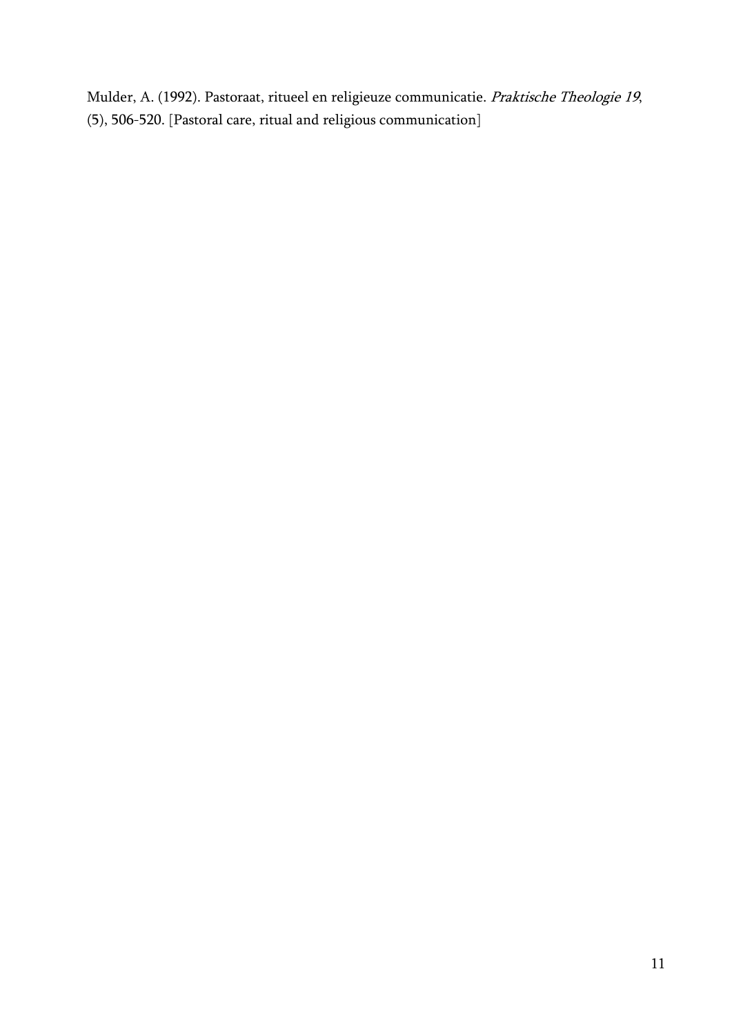Mulder, A. (1992). Pastoraat, ritueel en religieuze communicatie. *Praktische Theologie 19*, (5), 506-520. [Pastoral care, ritual and religious communication]